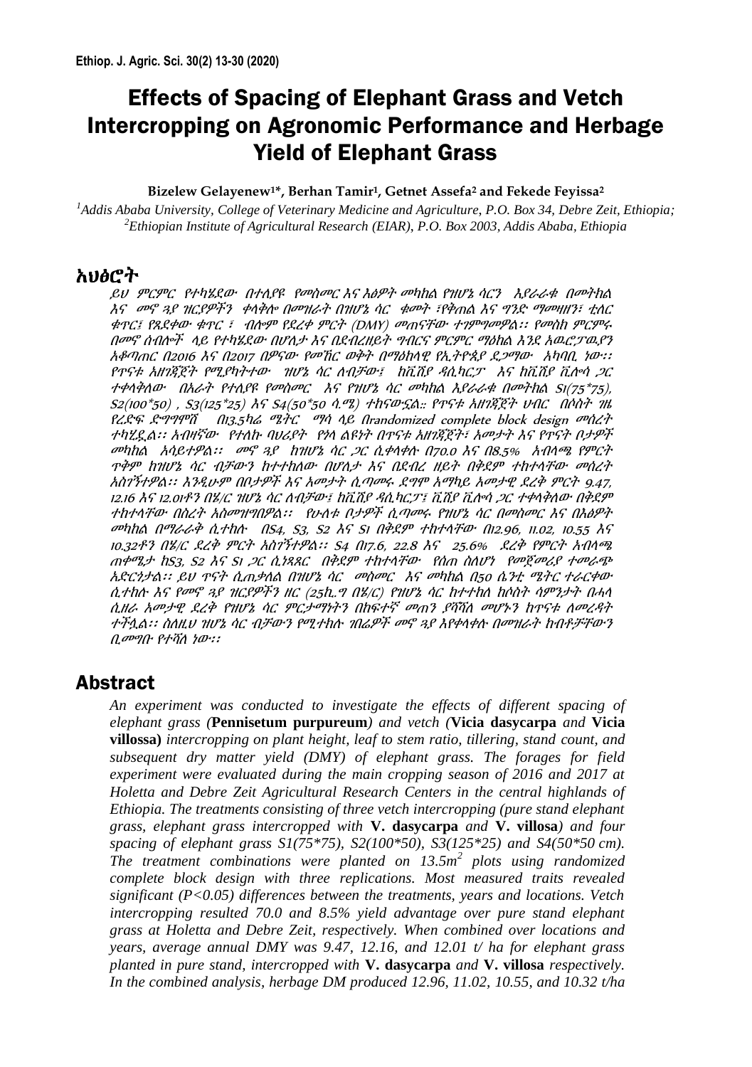# Effects of Spacing of Elephant Grass and Vetch Intercropping on Agronomic Performance and Herbage Yield of Elephant Grass

**Bizelew Gelayenew[1]*, Berhan Tamir[1], Getnet Assefa[2] and Fekede Feyissa[2]**

[1]*Addis Ababa University, College of Veterinary Medicine and Agriculture, P.O. Box 34, Debre Zeit, Ethiopia;*
[2]*Ethiopian Institute of Agricultural Research (EIAR), P.O. Box 2003, Addis Ababa, Ethiopia*

## አህፅሮት

*ይህ ምርምር የተካሄደው በተለያዩ የመስመር እና እፅዋት መካከል የዝሆኔ ሳርን እያራራቁ በመትከል እና መኖ ጓያ ዝርያዎችን ቀላቅሎ በመዝራት በዝሆኔ ሳር ቁመት ፣የቅጠል እና ግንድ ማመዛዘን፣ ቲለር ቁጥር፣ የጸደቀው ቁጥር ፣ ብሎም የደረቀ ምርት (DMY) መጠናቸው ተገምግመዋል፡፡ የመስክ ምርምሩ በመኖ ሰብሎች ላይ የተካሄደው በሆለታ እና በደብረዘይት ግብርና ምርምር ማዕከል እንደ አዉሮፓዉያን አቆጣጠር በ2016 እና በ2017 በዋናው የመኸር ወቅት በማዕከላዊ የኢትዮጲያ ደጋማው አካባቢ ነው፡፡ የጥናቱ አዘገጃጀት የሚያካትተው ዝሆኔ ሳር ለብቻው፣ ከቪሺያ ዳሲካርፓ እና ከቪሺያ ቪሎሳ ጋር ተቀላቅለው በአራት የተለያዩ የመስመር እና የዝሆኔ ሳር መካከል እያራራቁ በመትከል S1(75\*75), S2(100\*50) , S3(125\*25) እና S4(50\*50 ሳ.ሜ) ተከናውኗል። የጥናቱ አዘገጃጀት ሀብር በሶስት ገዜ የረድፍ ድግግሞሽ በ13.5ካሬ ሜትር ማሳ ላይ በrandomized complete block design መሰረት ተካሂዷል፡፡ አብዛኛው የተለኩ ባህሪያት የጎላ ልዩነት በጥናቱ አዘገጃጀት፣ አመታት እና የጥናት ቦታዎች መካከል አሳይተዋል፡፡ መኖ ጓያ ከዝሆኔ ሳር ጋር ሲቀላቀሉ በ70.0 እና በ8.5% አብላጫ የምርት ጥቅም ከዝሆኔ ሳር ብቻውን ከተተከለው በሆለታ እና በደብረ ዘይት በቅደም ተከተላቸው መሰረት አስገኝተዋል፡፡ እንዲሁም በቦታዎች እና አመታት ሲጣመሩ ደግሞ አማካይ አመታዊ ደረቅ ምርት 9.47, 12.16 እና 12.01ቶን በሄ/ር ዝሆኔ ሳር ለብቻው፣ ከቪሺያ ዳሲካርፓ፣ ቪሺያ ቪሎሳ ጋር ተቀላቅለው በቅደም ተከተላቸው በስረት አስመዝግበዋል፡፡ የሁለቱ ቦታዎች ሲጣመሩ የዝሆኔ ሳር በመስመር እና በእፅዋት መካከል በማራራቅ ሲተከሉ በS4, S3, S2 እና S1 በቅደም ተከተላቸው በ12.96, 11.02, 10.55 እና 10.32ቶን በሄ/ር ደረቅ ምርት አስገኝተዋል፡፡ S4 በ17.6, 22.8 እና 25.6% ደረቅ የምርት አብላጫ ጠቀሜታ ከS3, S2 እና S1 ጋር ሲነጻጸር በቅደም ተከተላቸው የሰጠ ስለሆነ የመጀመሪያ ተመራጭ አድርጎታል፡፡ ይህ ጥናት ሲጠቃለል በዝሆኔ ሳር መስመር እና መካከል በ50 ሴንቲ ሜትር ተራርቀው ሲተከሉ እና የመኖ ጓያ ዝርያዎችን ዘር (25ኪ.ግ በሄ/ር) የዝሆኔ ሳር ከተተከለ ከሶስት ሳምንታት በሓላ ሲዘራ አመታዊ ደረቅ የዝሆኔ ሳር ምርታማነትን በከፍተኛ መጠን ያሻሻለ መሆኑን ከጥናቱ ለመረዳት ተችሏል፡፡ ስለዚህ ዝሆኔ ሳር ብቻውን የሚተከሉ ገበሬዎች መኖ ጓያ እየቀላቀሉ በመዝራት ከብቶቻቸውን ቢመግቡ የተሻለ ነው፡፡*

## Abstract

*An experiment was conducted to investigate the effects of different spacing of elephant grass (*__Pennisetum purpureum__*) and vetch (*__Vicia dasycarpa__ *and* __Vicia villossa)__ *intercropping on plant height, leaf to stem ratio, tillering, stand count, and subsequent dry matter yield (DMY) of elephant grass. The forages for field experiment were evaluated during the main cropping season of 2016 and 2017 at Holetta and Debre Zeit Agricultural Research Centers in the central highlands of Ethiopia. The treatments consisting of three vetch intercropping (pure stand elephant grass, elephant grass intercropped with* __V. dasycarpa__ *and* __V. villosa__*) and four spacing of elephant grass S1(75\*75), S2(100\*50), S3(125\*25) and S4(50\*50 cm). The treatment combinations were planted on 13.5m$^2$ plots using randomized complete block design with three replications. Most measured traits revealed significant (P<0.05) differences between the treatments, years and locations. Vetch intercropping resulted 70.0 and 8.5% yield advantage over pure stand elephant grass at Holetta and Debre Zeit, respectively. When combined over locations and years, average annual DMY was 9.47, 12.16, and 12.01 t/ ha for elephant grass planted in pure stand, intercropped with* __V. dasycarpa__ *and* __V. villosa__ *respectively. In the combined analysis, herbage DM produced 12.96, 11.02, 10.55, and 10.32 t/ha*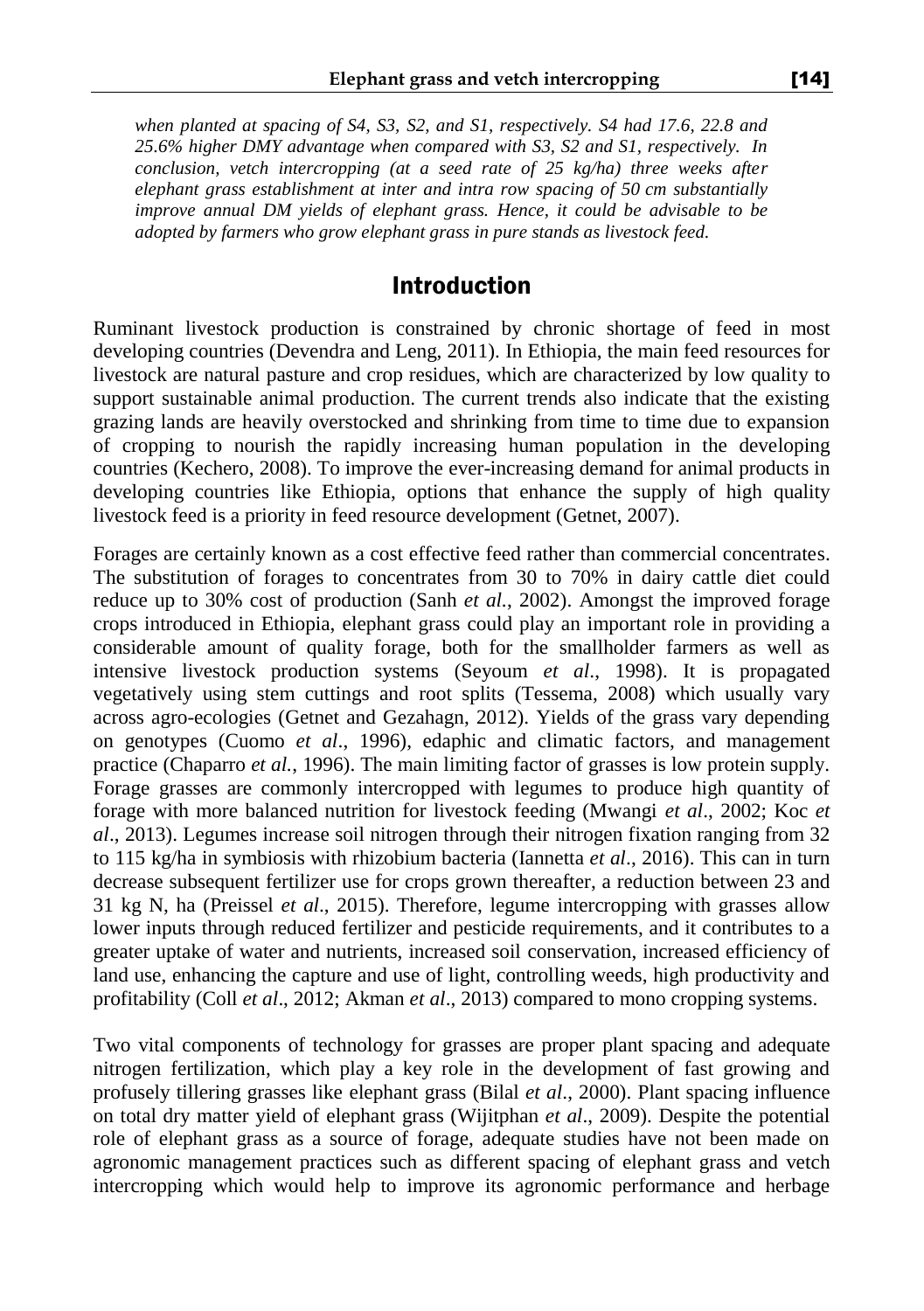*when planted at spacing of S4, S3, S2, and S1, respectively. S4 had 17.6, 22.8 and 25.6% higher DMY advantage when compared with S3, S2 and S1, respectively. In conclusion, vetch intercropping (at a seed rate of 25 kg/ha) three weeks after elephant grass establishment at inter and intra row spacing of 50 cm substantially improve annual DM yields of elephant grass. Hence, it could be advisable to be adopted by farmers who grow elephant grass in pure stands as livestock feed.*

## Introduction

Ruminant livestock production is constrained by chronic shortage of feed in most developing countries (Devendra and Leng, 2011). In Ethiopia, the main feed resources for livestock are natural pasture and crop residues, which are characterized by low quality to support sustainable animal production. The current trends also indicate that the existing grazing lands are heavily overstocked and shrinking from time to time due to expansion of cropping to nourish the rapidly increasing human population in the developing countries (Kechero, 2008). To improve the ever-increasing demand for animal products in developing countries like Ethiopia, options that enhance the supply of high quality livestock feed is a priority in feed resource development (Getnet, 2007).

Forages are certainly known as a cost effective feed rather than commercial concentrates. The substitution of forages to concentrates from 30 to 70% in dairy cattle diet could reduce up to 30% cost of production (Sanh *et al*., 2002). Amongst the improved forage crops introduced in Ethiopia, elephant grass could play an important role in providing a considerable amount of quality forage, both for the smallholder farmers as well as intensive livestock production systems (Seyoum *et al*., 1998). It is propagated vegetatively using stem cuttings and root splits (Tessema, 2008) which usually vary across agro-ecologies (Getnet and Gezahagn, 2012). Yields of the grass vary depending on genotypes (Cuomo *et al*., 1996), edaphic and climatic factors, and management practice (Chaparro *et al*., 1996). The main limiting factor of grasses is low protein supply. Forage grasses are commonly intercropped with legumes to produce high quantity of forage with more balanced nutrition for livestock feeding (Mwangi *et al*., 2002; Koc *et al*., 2013). Legumes increase soil nitrogen through their nitrogen fixation ranging from 32 to 115 kg/ha in symbiosis with rhizobium bacteria (Iannetta *et al*., 2016). This can in turn decrease subsequent fertilizer use for crops grown thereafter, a reduction between 23 and 31 kg N, ha (Preissel *et al*., 2015). Therefore, legume intercropping with grasses allow lower inputs through reduced fertilizer and pesticide requirements, and it contributes to a greater uptake of water and nutrients, increased soil conservation, increased efficiency of land use, enhancing the capture and use of light, controlling weeds, high productivity and profitability (Coll *et al*., 2012; Akman *et al*., 2013) compared to mono cropping systems.

Two vital components of technology for grasses are proper plant spacing and adequate nitrogen fertilization, which play a key role in the development of fast growing and profusely tillering grasses like elephant grass (Bilal *et al*., 2000). Plant spacing influence on total dry matter yield of elephant grass (Wijitphan *et al*., 2009). Despite the potential role of elephant grass as a source of forage, adequate studies have not been made on agronomic management practices such as different spacing of elephant grass and vetch intercropping which would help to improve its agronomic performance and herbage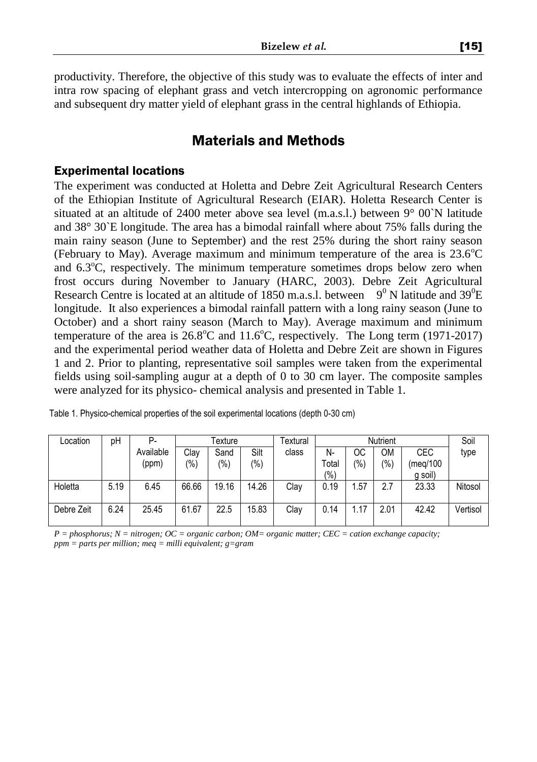productivity. Therefore, the objective of this study was to evaluate the effects of inter and intra row spacing of elephant grass and vetch intercropping on agronomic performance and subsequent dry matter yield of elephant grass in the central highlands of Ethiopia.

## Materials and Methods

### Experimental locations

The experiment was conducted at Holetta and Debre Zeit Agricultural Research Centers of the Ethiopian Institute of Agricultural Research (EIAR). Holetta Research Center is situated at an altitude of 2400 meter above sea level (m.a.s.l.) between 9° 00`N latitude and 38° 30`E longitude. The area has a bimodal rainfall where about 75% falls during the main rainy season (June to September) and the rest 25% during the short rainy season (February to May). Average maximum and minimum temperature of the area is 23.6$^{o}$C and 6.3$^{o}$C, respectively. The minimum temperature sometimes drops below zero when frost occurs during November to January (HARC, 2003). Debre Zeit Agricultural Research Centre is located at an altitude of 1850 m.a.s.l. between $9^{0}$ N latitude and $39^{0}$E longitude. It also experiences a bimodal rainfall pattern with a long rainy season (June to October) and a short rainy season (March to May). Average maximum and minimum temperature of the area is 26.8$^{o}$C and 11.6$^{o}$C, respectively. The Long term (1971-2017) and the experimental period weather data of Holetta and Debre Zeit are shown in Figures 1 and 2. Prior to planting, representative soil samples were taken from the experimental fields using soil-sampling augur at a depth of 0 to 30 cm layer. The composite samples were analyzed for its physico- chemical analysis and presented in Table 1.

Table 1. Physico-chemical properties of the soil experimental locations (depth 0-30 cm)

| Location | pH | P-Available (ppm) | Texture | | | Textural class | Nutrient | | | | Soil type |
|---|---|---|---|---|---|---|---|---|---|---|---|
| | | | Clay (%) | Sand (%) | Silt (%) | | N-Total (%) | OC (%) | OM (%) | CEC (meq/100 g soil) | |
| Holetta | 5.19 | 6.45 | 66.66 | 19.16 | 14.26 | Clay | 0.19 | 1.57 | 2.7 | 23.33 | Nitosol |
| Debre Zeit | 6.24 | 25.45 | 61.67 | 22.5 | 15.83 | Clay | 0.14 | 1.17 | 2.01 | 42.42 | Vertisol |

*P = phosphorus; N = nitrogen; OC = organic carbon; OM= organic matter; CEC = cation exchange capacity; ppm = parts per million; meq = milli equivalent; g=gram*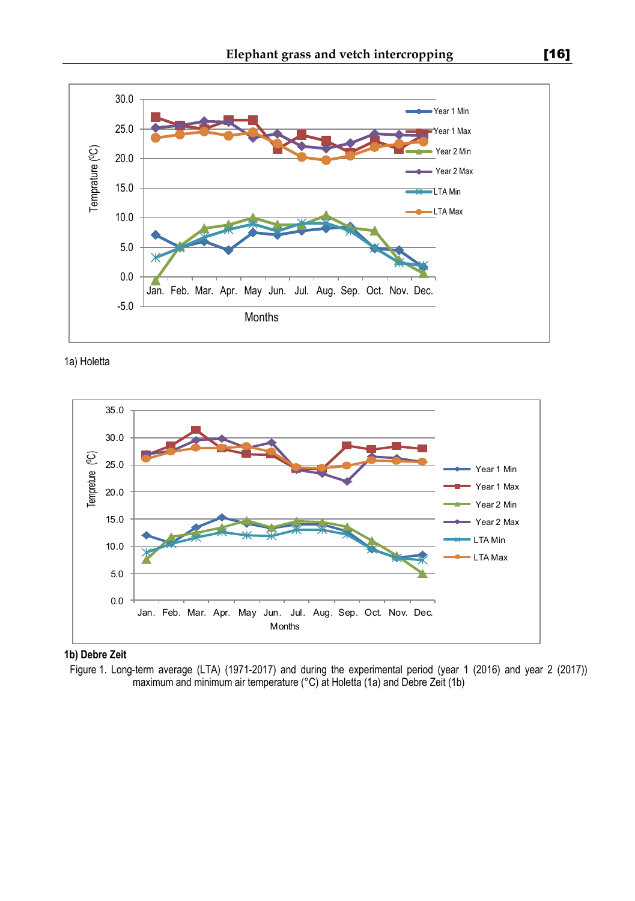1a) Holetta

**1b) Debre Zeit**

Figure 1. Long-term average (LTA) (1971-2017) and during the experimental period (year 1 (2016) and year 2 (2017)) maximum and minimum air temperature (°C) at Holetta (1a) and Debre Zeit (1b)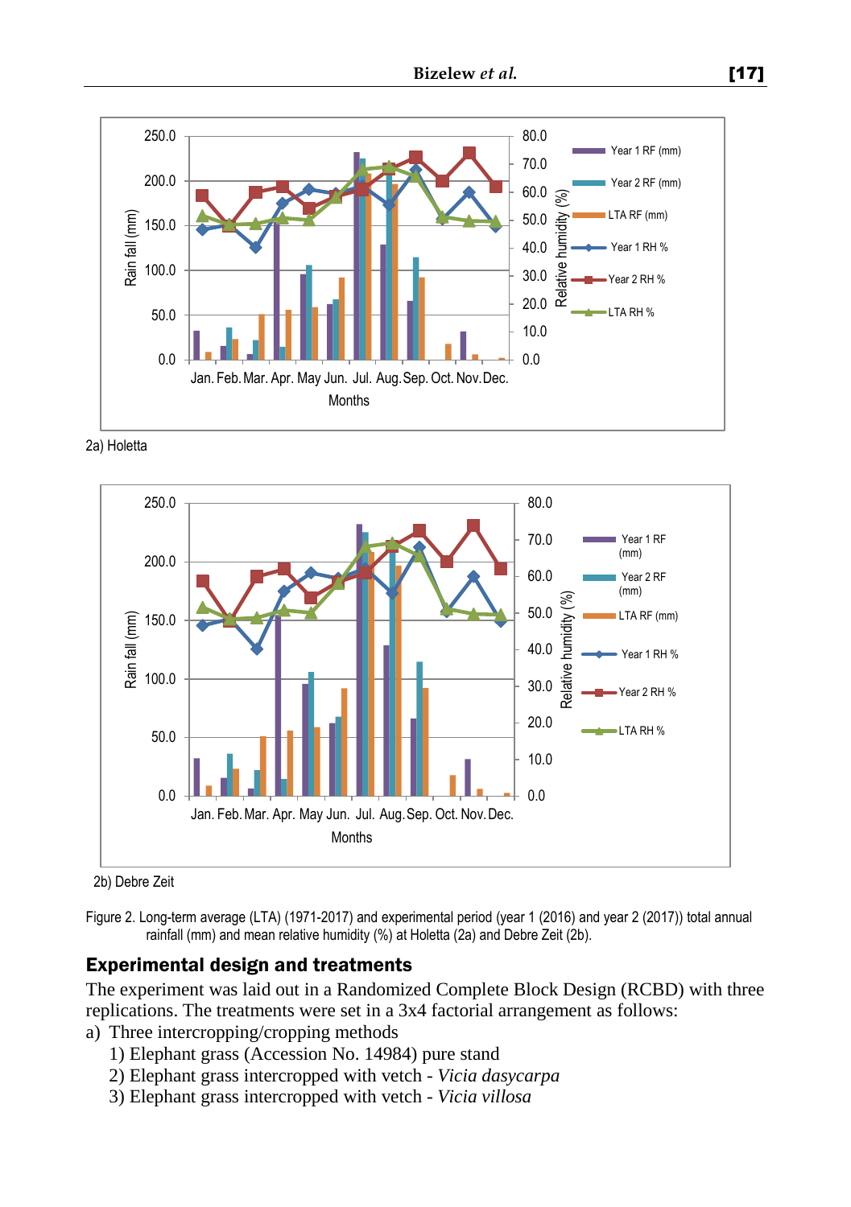2a) Holetta

2b) Debre Zeit

Figure 2. Long-term average (LTA) (1971-2017) and experimental period (year 1 (2016) and year 2 (2017)) total annual rainfall (mm) and mean relative humidity (%) at Holetta (2a) and Debre Zeit (2b).

## Experimental design and treatments

The experiment was laid out in a Randomized Complete Block Design (RCBD) with three replications. The treatments were set in a 3x4 factorial arrangement as follows:

a) Three intercropping/cropping methods
   1) Elephant grass (Accession No. 14984) pure stand
   2) Elephant grass intercropped with vetch - *Vicia dasycarpa*
   3) Elephant grass intercropped with vetch - *Vicia villosa*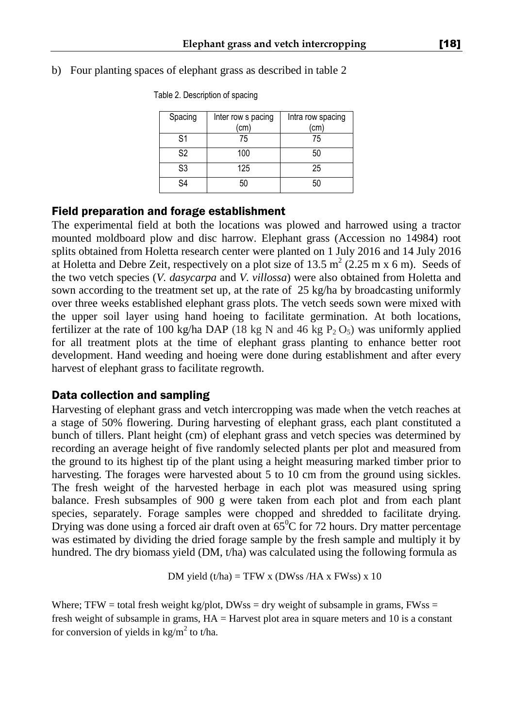b) Four planting spaces of elephant grass as described in table 2

Table 2. Description of spacing

| Spacing | Inter row s pacing (cm) | Intra row spacing (cm) |
|---|---|---|
| S1 | 75 | 75 |
| S2 | 100 | 50 |
| S3 | 125 | 25 |
| S4 | 50 | 50 |

## Field preparation and forage establishment

The experimental field at both the locations was plowed and harrowed using a tractor mounted moldboard plow and disc harrow. Elephant grass (Accession no 14984) root splits obtained from Holetta research center were planted on 1 July 2016 and 14 July 2016 at Holetta and Debre Zeit, respectively on a plot size of 13.5 $m^2$ (2.25 m x 6 m). Seeds of the two vetch species (*V. dasycarpa* and *V. villossa*) were also obtained from Holetta and sown according to the treatment set up, at the rate of 25 kg/ha by broadcasting uniformly over three weeks established elephant grass plots. The vetch seeds sown were mixed with the upper soil layer using hand hoeing to facilitate germination. At both locations, fertilizer at the rate of 100 kg/ha DAP (18 kg N and 46 kg $P_2O_5$) was uniformly applied for all treatment plots at the time of elephant grass planting to enhance better root development. Hand weeding and hoeing were done during establishment and after every harvest of elephant grass to facilitate regrowth.

## Data collection and sampling

Harvesting of elephant grass and vetch intercropping was made when the vetch reaches at a stage of 50% flowering. During harvesting of elephant grass, each plant constituted a bunch of tillers. Plant height (cm) of elephant grass and vetch species was determined by recording an average height of five randomly selected plants per plot and measured from the ground to its highest tip of the plant using a height measuring marked timber prior to harvesting. The forages were harvested about 5 to 10 cm from the ground using sickles. The fresh weight of the harvested herbage in each plot was measured using spring balance. Fresh subsamples of 900 g were taken from each plot and from each plant species, separately. Forage samples were chopped and shredded to facilitate drying. Drying was done using a forced air draft oven at $65^0$C for 72 hours. Dry matter percentage was estimated by dividing the dried forage sample by the fresh sample and multiply it by hundred. The dry biomass yield (DM, t/ha) was calculated using the following formula as

$$\text{DM yield (t/ha)} = \text{TFW} \times (\text{DWss} / \text{HA} \times \text{FWss}) \times 10$$

Where; TFW = total fresh weight kg/plot, DWss = dry weight of subsample in grams, FWss = fresh weight of subsample in grams, HA = Harvest plot area in square meters and 10 is a constant for conversion of yields in kg/$m^2$ to t/ha.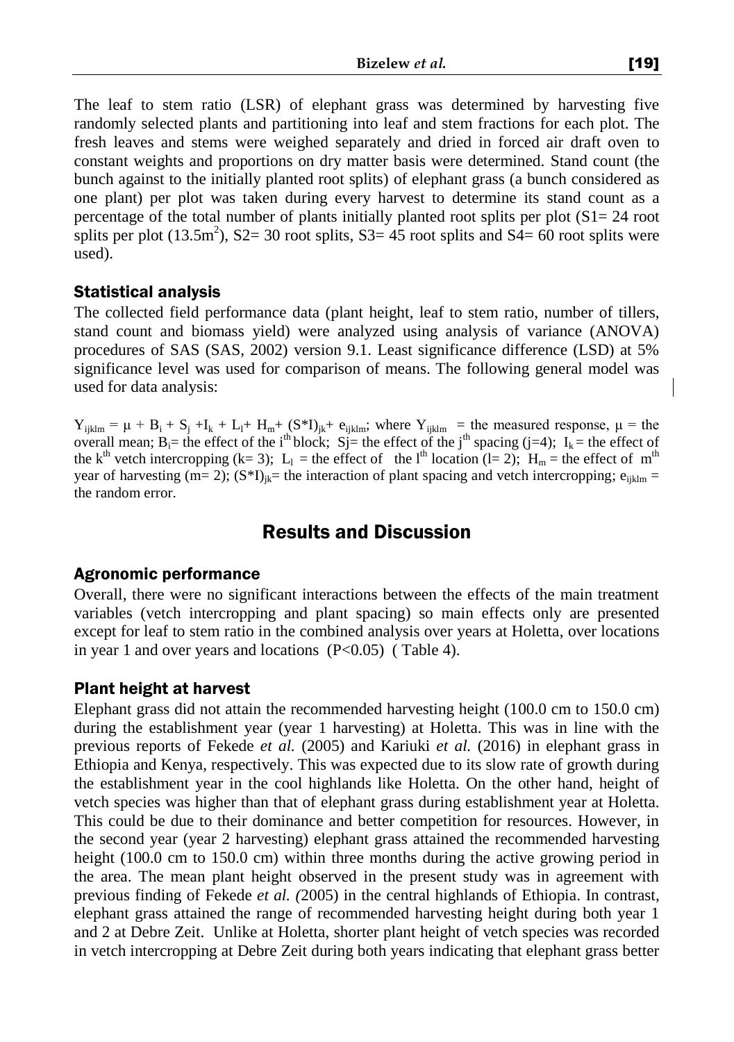The leaf to stem ratio (LSR) of elephant grass was determined by harvesting five randomly selected plants and partitioning into leaf and stem fractions for each plot. The fresh leaves and stems were weighed separately and dried in forced air draft oven to constant weights and proportions on dry matter basis were determined. Stand count (the bunch against to the initially planted root splits) of elephant grass (a bunch considered as one plant) per plot was taken during every harvest to determine its stand count as a percentage of the total number of plants initially planted root splits per plot (S1= 24 root splits per plot ($13.5m^2$), S2= 30 root splits, S3= 45 root splits and S4= 60 root splits were used).

### Statistical analysis

The collected field performance data (plant height, leaf to stem ratio, number of tillers, stand count and biomass yield) were analyzed using analysis of variance (ANOVA) procedures of SAS (SAS, 2002) version 9.1. Least significance difference (LSD) at 5% significance level was used for comparison of means. The following general model was used for data analysis:

$Y_{ijklm} = \mu + B_i + S_j + I_k + L_l + H_m + (S*I)_{jk} + e_{ijklm}$; where $Y_{ijklm}$ = the measured response, $\mu$ = the overall mean; $B_i$= the effect of the $i^{th}$ block; $S_j$= the effect of the $j^{th}$ spacing (j=4); $I_k$ = the effect of the $k^{th}$ vetch intercropping (k= 3); $L_l$ = the effect of the $l^{th}$ location (l= 2); $H_m$ = the effect of $m^{th}$ year of harvesting (m= 2); $(S*I)_{jk}$= the interaction of plant spacing and vetch intercropping; $e_{ijklm}$ = the random error.

## Results and Discussion

### Agronomic performance

Overall, there were no significant interactions between the effects of the main treatment variables (vetch intercropping and plant spacing) so main effects only are presented except for leaf to stem ratio in the combined analysis over years at Holetta, over locations in year 1 and over years and locations ($P<0.05$) ( Table 4).

### Plant height at harvest

Elephant grass did not attain the recommended harvesting height (100.0 cm to 150.0 cm) during the establishment year (year 1 harvesting) at Holetta. This was in line with the previous reports of Fekede *et al.* (2005) and Kariuki *et al.* (2016) in elephant grass in Ethiopia and Kenya, respectively. This was expected due to its slow rate of growth during the establishment year in the cool highlands like Holetta. On the other hand, height of vetch species was higher than that of elephant grass during establishment year at Holetta. This could be due to their dominance and better competition for resources. However, in the second year (year 2 harvesting) elephant grass attained the recommended harvesting height (100.0 cm to 150.0 cm) within three months during the active growing period in the area. The mean plant height observed in the present study was in agreement with previous finding of Fekede *et al. (*2005) in the central highlands of Ethiopia. In contrast, elephant grass attained the range of recommended harvesting height during both year 1 and 2 at Debre Zeit. Unlike at Holetta, shorter plant height of vetch species was recorded in vetch intercropping at Debre Zeit during both years indicating that elephant grass better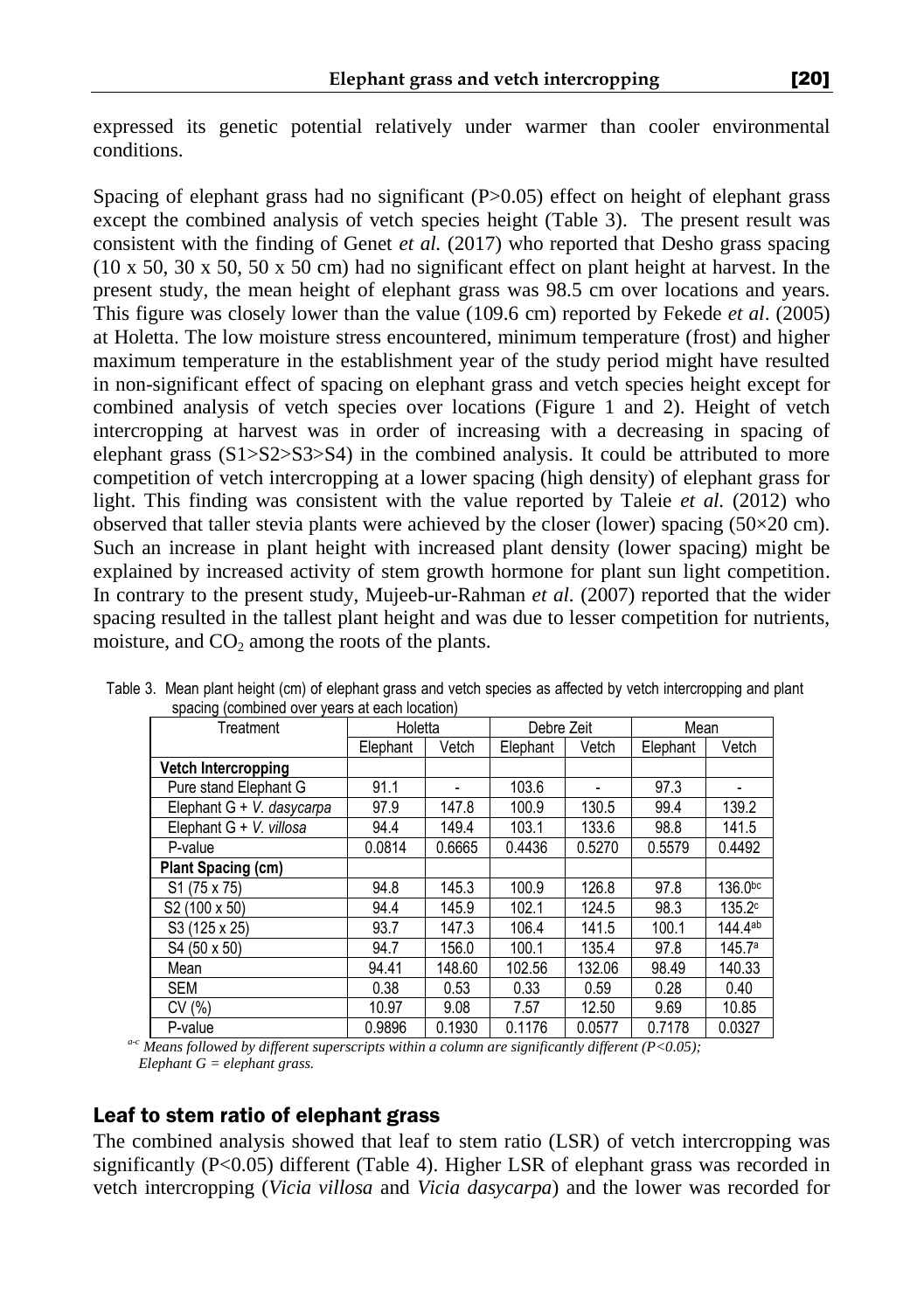expressed its genetic potential relatively under warmer than cooler environmental conditions.

Spacing of elephant grass had no significant ($P>0.05$) effect on height of elephant grass except the combined analysis of vetch species height (Table 3). The present result was consistent with the finding of Genet *et al.* (2017) who reported that Desho grass spacing (10 x 50, 30 x 50, 50 x 50 cm) had no significant effect on plant height at harvest. In the present study, the mean height of elephant grass was 98.5 cm over locations and years. This figure was closely lower than the value (109.6 cm) reported by Fekede *et al*. (2005) at Holetta. The low moisture stress encountered, minimum temperature (frost) and higher maximum temperature in the establishment year of the study period might have resulted in non-significant effect of spacing on elephant grass and vetch species height except for combined analysis of vetch species over locations (Figure 1 and 2). Height of vetch intercropping at harvest was in order of increasing with a decreasing in spacing of elephant grass (S1>S2>S3>S4) in the combined analysis. It could be attributed to more competition of vetch intercropping at a lower spacing (high density) of elephant grass for light. This finding was consistent with the value reported by Taleie *et al.* (2012) who observed that taller stevia plants were achieved by the closer (lower) spacing (50×20 cm). Such an increase in plant height with increased plant density (lower spacing) might be explained by increased activity of stem growth hormone for plant sun light competition. In contrary to the present study, Mujeeb-ur-Rahman *et al.* (2007) reported that the wider spacing resulted in the tallest plant height and was due to lesser competition for nutrients, moisture, and $CO_2$ among the roots of the plants.

Table 3. Mean plant height (cm) of elephant grass and vetch species as affected by vetch intercropping and plant spacing (combined over years at each location)

| Treatment | Holetta | | Debre Zeit | | Mean | |
|---|---|---|---|---|---|---|
| | Elephant | Vetch | Elephant | Vetch | Elephant | Vetch |
| **Vetch Intercropping** | | | | | | |
| Pure stand Elephant G | 91.1 | - | 103.6 | - | 97.3 | - |
| Elephant G + *V. dasycarpa* | 97.9 | 147.8 | 100.9 | 130.5 | 99.4 | 139.2 |
| Elephant G + *V. villosa* | 94.4 | 149.4 | 103.1 | 133.6 | 98.8 | 141.5 |
| P-value | 0.0814 | 0.6665 | 0.4436 | 0.5270 | 0.5579 | 0.4492 |
| **Plant Spacing (cm)** | | | | | | |
| S1 (75 x 75) | 94.8 | 145.3 | 100.9 | 126.8 | 97.8 | 136.0$^{bc}$ |
| S2 (100 x 50) | 94.4 | 145.9 | 102.1 | 124.5 | 98.3 | 135.2$^{c}$ |
| S3 (125 x 25) | 93.7 | 147.3 | 106.4 | 141.5 | 100.1 | 144.4$^{ab}$ |
| S4 (50 x 50) | 94.7 | 156.0 | 100.1 | 135.4 | 97.8 | 145.7$^{a}$ |
| Mean | 94.41 | 148.60 | 102.56 | 132.06 | 98.49 | 140.33 |
| SEM | 0.38 | 0.53 | 0.33 | 0.59 | 0.28 | 0.40 |
| CV (%) | 10.97 | 9.08 | 7.57 | 12.50 | 9.69 | 10.85 |
| P-value | 0.9896 | 0.1930 | 0.1176 | 0.0577 | 0.7178 | 0.0327 |

*a-c Means followed by different superscripts within a column are significantly different ($P<0.05$); Elephant G = elephant grass.*

## Leaf to stem ratio of elephant grass

The combined analysis showed that leaf to stem ratio (LSR) of vetch intercropping was significantly ($P<0.05$) different (Table 4). Higher LSR of elephant grass was recorded in vetch intercropping (*Vicia villosa* and *Vicia dasycarpa*) and the lower was recorded for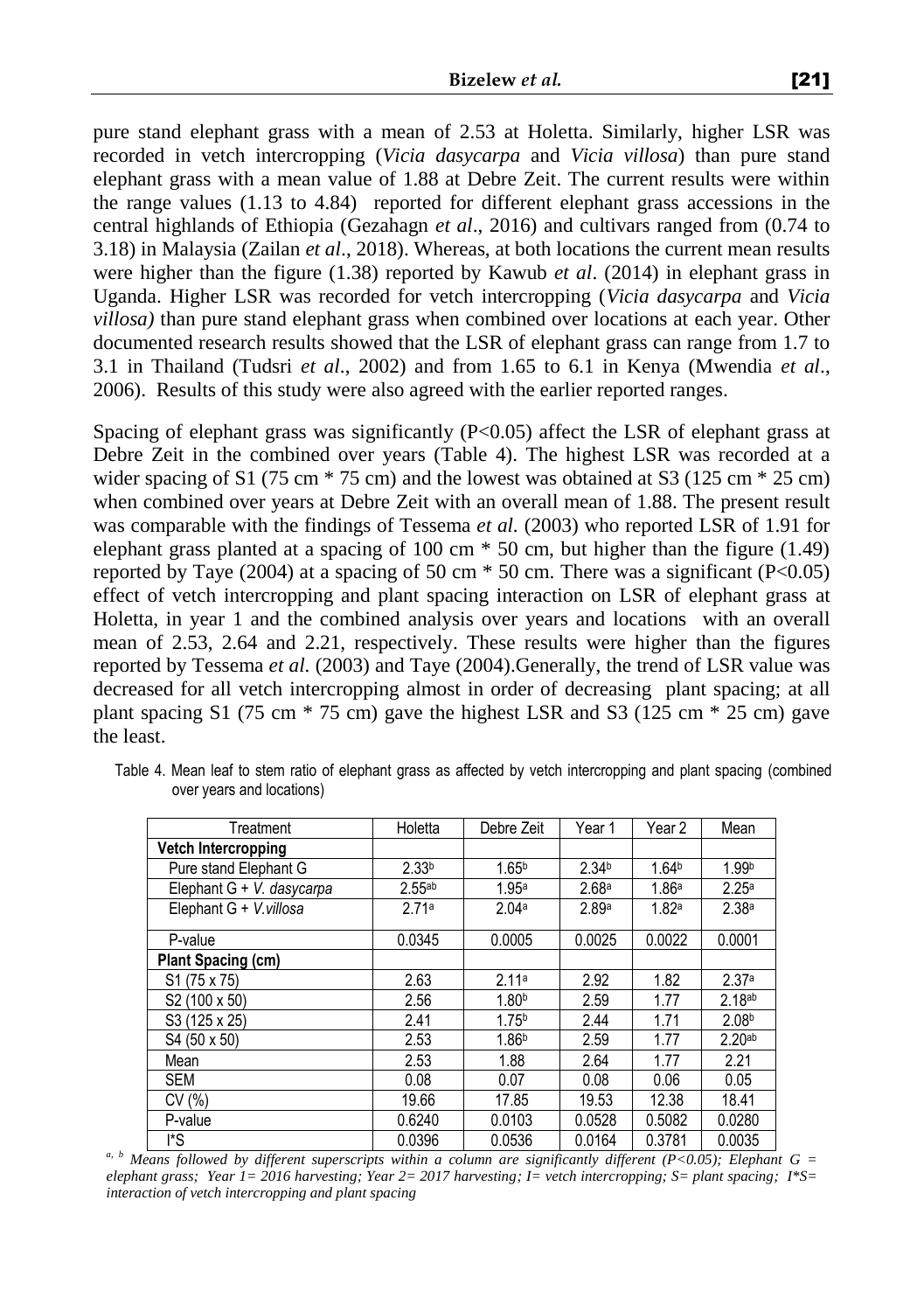pure stand elephant grass with a mean of 2.53 at Holetta. Similarly, higher LSR was recorded in vetch intercropping (*Vicia dasycarpa* and *Vicia villosa*) than pure stand elephant grass with a mean value of 1.88 at Debre Zeit. The current results were within the range values (1.13 to 4.84) reported for different elephant grass accessions in the central highlands of Ethiopia (Gezahagn *et al*., 2016) and cultivars ranged from (0.74 to 3.18) in Malaysia (Zailan *et al*., 2018). Whereas, at both locations the current mean results were higher than the figure (1.38) reported by Kawub *et al*. (2014) in elephant grass in Uganda. Higher LSR was recorded for vetch intercropping (*Vicia dasycarpa* and *Vicia villosa)* than pure stand elephant grass when combined over locations at each year. Other documented research results showed that the LSR of elephant grass can range from 1.7 to 3.1 in Thailand (Tudsri *et al*., 2002) and from 1.65 to 6.1 in Kenya (Mwendia *et al*., 2006). Results of this study were also agreed with the earlier reported ranges.

Spacing of elephant grass was significantly ($P<0.05$) affect the LSR of elephant grass at Debre Zeit in the combined over years (Table 4). The highest LSR was recorded at a wider spacing of S1 (75 cm * 75 cm) and the lowest was obtained at S3 (125 cm * 25 cm) when combined over years at Debre Zeit with an overall mean of 1.88. The present result was comparable with the findings of Tessema *et al.* (2003) who reported LSR of 1.91 for elephant grass planted at a spacing of 100 cm * 50 cm, but higher than the figure (1.49) reported by Taye (2004) at a spacing of 50 cm * 50 cm. There was a significant ($P<0.05$) effect of vetch intercropping and plant spacing interaction on LSR of elephant grass at Holetta, in year 1 and the combined analysis over years and locations with an overall mean of 2.53, 2.64 and 2.21, respectively. These results were higher than the figures reported by Tessema *et al.* (2003) and Taye (2004).Generally, the trend of LSR value was decreased for all vetch intercropping almost in order of decreasing plant spacing; at all plant spacing S1 (75 cm * 75 cm) gave the highest LSR and S3 (125 cm * 25 cm) gave the least.

Table 4. Mean leaf to stem ratio of elephant grass as affected by vetch intercropping and plant spacing (combined over years and locations)

| Treatment | Holetta | Debre Zeit | Year 1 | Year 2 | Mean |
|---|---|---|---|---|---|
| **Vetch Intercropping** | | | | | |
| Pure stand Elephant G | 2.33[b] | 1.65[b] | 2.34[b] | 1.64[b] | 1.99[b] |
| Elephant G + *V. dasycarpa* | 2.55[ab] | 1.95[a] | 2.68[a] | 1.86[a] | 2.25[a] |
| Elephant G + *V.villosa* | 2.71[a] | 2.04[a] | 2.89[a] | 1.82[a] | 2.38[a] |
| P-value | 0.0345 | 0.0005 | 0.0025 | 0.0022 | 0.0001 |
| **Plant Spacing (cm)** | | | | | |
| S1 (75 x 75) | 2.63 | 2.11[a] | 2.92 | 1.82 | 2.37[a] |
| S2 (100 x 50) | 2.56 | 1.80[b] | 2.59 | 1.77 | 2.18[ab] |
| S3 (125 x 25) | 2.41 | 1.75[b] | 2.44 | 1.71 | 2.08[b] |
| S4 (50 x 50) | 2.53 | 1.86[b] | 2.59 | 1.77 | 2.20[ab] |
| Mean | 2.53 | 1.88 | 2.64 | 1.77 | 2.21 |
| SEM | 0.08 | 0.07 | 0.08 | 0.06 | 0.05 |
| CV (%) | 19.66 | 17.85 | 19.53 | 12.38 | 18.41 |
| P-value | 0.6240 | 0.0103 | 0.0528 | 0.5082 | 0.0280 |
| I*S | 0.0396 | 0.0536 | 0.0164 | 0.3781 | 0.0035 |

*[a, b] Means followed by different superscripts within a column are significantly different (P<0.05); Elephant G = elephant grass; Year 1= 2016 harvesting; Year 2= 2017 harvesting; I= vetch intercropping; S= plant spacing; I*S= interaction of vetch intercropping and plant spacing*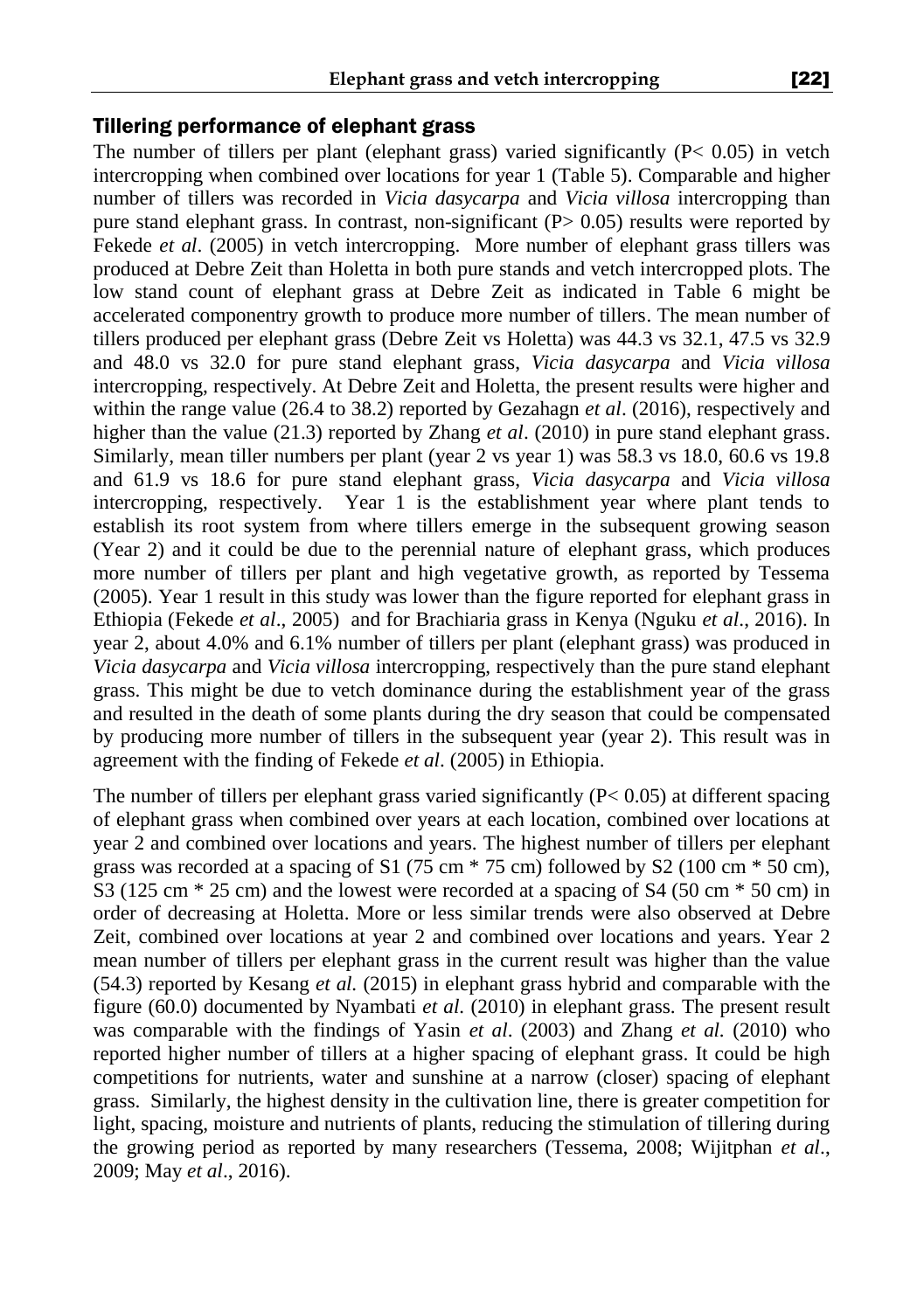## Tillering performance of elephant grass

The number of tillers per plant (elephant grass) varied significantly ($P < 0.05$) in vetch intercropping when combined over locations for year 1 (Table 5). Comparable and higher number of tillers was recorded in *Vicia dasycarpa* and *Vicia villosa* intercropping than pure stand elephant grass. In contrast, non-significant ($P > 0.05$) results were reported by Fekede *et al*. (2005) in vetch intercropping. More number of elephant grass tillers was produced at Debre Zeit than Holetta in both pure stands and vetch intercropped plots. The low stand count of elephant grass at Debre Zeit as indicated in Table 6 might be accelerated componentry growth to produce more number of tillers. The mean number of tillers produced per elephant grass (Debre Zeit vs Holetta) was 44.3 vs 32.1, 47.5 vs 32.9 and 48.0 vs 32.0 for pure stand elephant grass, *Vicia dasycarpa* and *Vicia villosa* intercropping, respectively. At Debre Zeit and Holetta, the present results were higher and within the range value (26.4 to 38.2) reported by Gezahagn *et al*. (2016), respectively and higher than the value (21.3) reported by Zhang *et al*. (2010) in pure stand elephant grass. Similarly, mean tiller numbers per plant (year 2 vs year 1) was 58.3 vs 18.0, 60.6 vs 19.8 and 61.9 vs 18.6 for pure stand elephant grass, *Vicia dasycarpa* and *Vicia villosa* intercropping, respectively. Year 1 is the establishment year where plant tends to establish its root system from where tillers emerge in the subsequent growing season (Year 2) and it could be due to the perennial nature of elephant grass, which produces more number of tillers per plant and high vegetative growth, as reported by Tessema (2005). Year 1 result in this study was lower than the figure reported for elephant grass in Ethiopia (Fekede *et al*., 2005) and for Brachiaria grass in Kenya (Nguku *et al*., 2016). In year 2, about 4.0% and 6.1% number of tillers per plant (elephant grass) was produced in *Vicia dasycarpa* and *Vicia villosa* intercropping, respectively than the pure stand elephant grass. This might be due to vetch dominance during the establishment year of the grass and resulted in the death of some plants during the dry season that could be compensated by producing more number of tillers in the subsequent year (year 2). This result was in agreement with the finding of Fekede *et al*. (2005) in Ethiopia.

The number of tillers per elephant grass varied significantly ($P < 0.05$) at different spacing of elephant grass when combined over years at each location, combined over locations at year 2 and combined over locations and years. The highest number of tillers per elephant grass was recorded at a spacing of S1 (75 cm * 75 cm) followed by S2 (100 cm * 50 cm), S3 (125 cm * 25 cm) and the lowest were recorded at a spacing of S4 (50 cm * 50 cm) in order of decreasing at Holetta. More or less similar trends were also observed at Debre Zeit, combined over locations at year 2 and combined over locations and years. Year 2 mean number of tillers per elephant grass in the current result was higher than the value (54.3) reported by Kesang *et al.* (2015) in elephant grass hybrid and comparable with the figure (60.0) documented by Nyambati *et al.* (2010) in elephant grass. The present result was comparable with the findings of Yasin *et al*. (2003) and Zhang *et al.* (2010) who reported higher number of tillers at a higher spacing of elephant grass. It could be high competitions for nutrients, water and sunshine at a narrow (closer) spacing of elephant grass. Similarly, the highest density in the cultivation line, there is greater competition for light, spacing, moisture and nutrients of plants, reducing the stimulation of tillering during the growing period as reported by many researchers (Tessema, 2008; Wijitphan *et al*., 2009; May *et al*., 2016).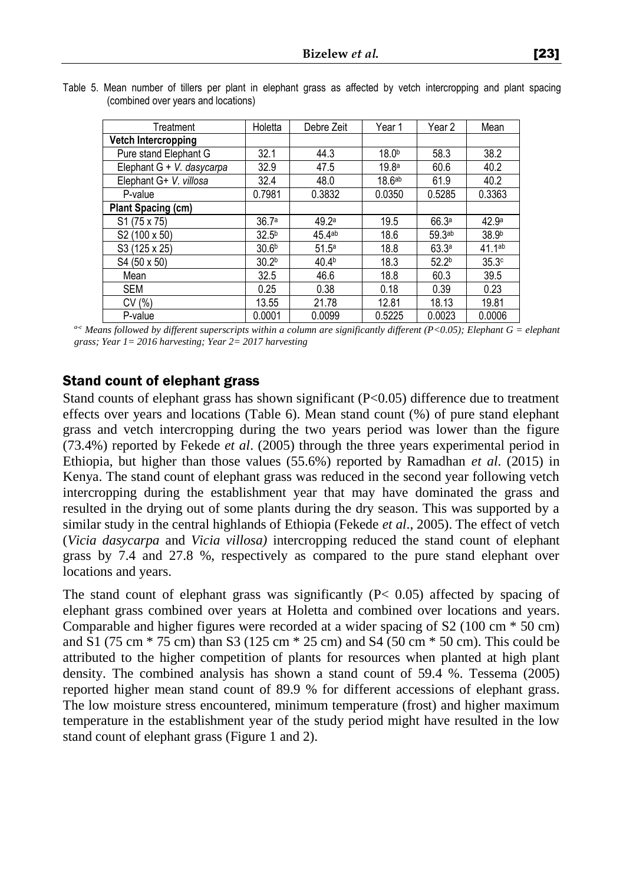Table 5. Mean number of tillers per plant in elephant grass as affected by vetch intercropping and plant spacing (combined over years and locations)

| Treatment | Holetta | Debre Zeit | Year 1 | Year 2 | Mean |
|---|---|---|---|---|---|
| **Vetch Intercropping** | | | | | |
| Pure stand Elephant G | 32.1 | 44.3 | 18.0[b] | 58.3 | 38.2 |
| Elephant G + *V. dasycarpa* | 32.9 | 47.5 | 19.8[a] | 60.6 | 40.2 |
| Elephant G+ *V. villosa* | 32.4 | 48.0 | 18.6[ab] | 61.9 | 40.2 |
| P-value | 0.7981 | 0.3832 | 0.0350 | 0.5285 | 0.3363 |
| **Plant Spacing (cm)** | | | | | |
| S1 (75 x 75) | 36.7[a] | 49.2[a] | 19.5 | 66.3[a] | 42.9[a] |
| S2 (100 x 50) | 32.5[b] | 45.4[ab] | 18.6 | 59.3[ab] | 38.9[b] |
| S3 (125 x 25) | 30.6[b] | 51.5[a] | 18.8 | 63.3[a] | 41.1[ab] |
| S4 (50 x 50) | 30.2[b] | 40.4[b] | 18.3 | 52.2[b] | 35.3[c] |
| Mean | 32.5 | 46.6 | 18.8 | 60.3 | 39.5 |
| SEM | 0.25 | 0.38 | 0.18 | 0.39 | 0.23 |
| CV (%) | 13.55 | 21.78 | 12.81 | 18.13 | 19.81 |
| P-value | 0.0001 | 0.0099 | 0.5225 | 0.0023 | 0.0006 |

*[a-c] Means followed by different superscripts within a column are significantly different (P<0.05); Elephant G = elephant grass; Year 1= 2016 harvesting; Year 2= 2017 harvesting*

## Stand count of elephant grass

Stand counts of elephant grass has shown significant ($P<0.05$) difference due to treatment effects over years and locations (Table 6). Mean stand count (%) of pure stand elephant grass and vetch intercropping during the two years period was lower than the figure (73.4%) reported by Fekede *et al*. (2005) through the three years experimental period in Ethiopia, but higher than those values (55.6%) reported by Ramadhan *et al*. (2015) in Kenya. The stand count of elephant grass was reduced in the second year following vetch intercropping during the establishment year that may have dominated the grass and resulted in the drying out of some plants during the dry season. This was supported by a similar study in the central highlands of Ethiopia (Fekede *et al*., 2005). The effect of vetch (*Vicia dasycarpa* and *Vicia villosa)* intercropping reduced the stand count of elephant grass by 7.4 and 27.8 %, respectively as compared to the pure stand elephant over locations and years.

The stand count of elephant grass was significantly ($P< 0.05$) affected by spacing of elephant grass combined over years at Holetta and combined over locations and years. Comparable and higher figures were recorded at a wider spacing of S2 (100 cm * 50 cm) and S1 (75 cm * 75 cm) than S3 (125 cm * 25 cm) and S4 (50 cm * 50 cm). This could be attributed to the higher competition of plants for resources when planted at high plant density. The combined analysis has shown a stand count of 59.4 %. Tessema (2005) reported higher mean stand count of 89.9 % for different accessions of elephant grass. The low moisture stress encountered, minimum temperature (frost) and higher maximum temperature in the establishment year of the study period might have resulted in the low stand count of elephant grass (Figure 1 and 2).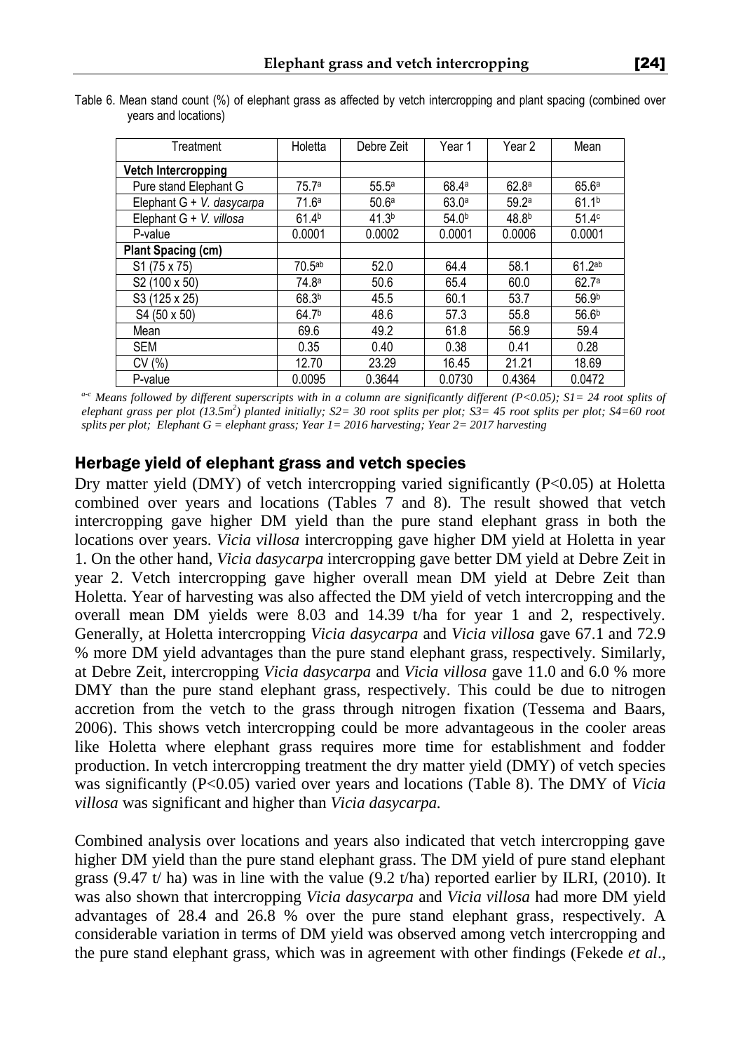Table 6. Mean stand count (%) of elephant grass as affected by vetch intercropping and plant spacing (combined over years and locations)

| Treatment | Holetta | Debre Zeit | Year 1 | Year 2 | Mean |
|---|---|---|---|---|---|
| **Vetch Intercropping** | | | | | |
| Pure stand Elephant G | 75.7[a] | 55.5[a] | 68.4[a] | 62.8[a] | 65.6[a] |
| Elephant G + *V. dasycarpa* | 71.6[a] | 50.6[a] | 63.0[a] | 59.2[a] | 61.1[b] |
| Elephant G + *V. villosa* | 61.4[b] | 41.3[b] | 54.0[b] | 48.8[b] | 51.4[c] |
| P-value | 0.0001 | 0.0002 | 0.0001 | 0.0006 | 0.0001 |
| **Plant Spacing (cm)** | | | | | |
| S1 (75 x 75) | 70.5[ab] | 52.0 | 64.4 | 58.1 | 61.2[ab] |
| S2 (100 x 50) | 74.8[a] | 50.6 | 65.4 | 60.0 | 62.7[a] |
| S3 (125 x 25) | 68.3[b] | 45.5 | 60.1 | 53.7 | 56.9[b] |
| S4 (50 x 50) | 64.7[b] | 48.6 | 57.3 | 55.8 | 56.6[b] |
| Mean | 69.6 | 49.2 | 61.8 | 56.9 | 59.4 |
| SEM | 0.35 | 0.40 | 0.38 | 0.41 | 0.28 |
| CV (%) | 12.70 | 23.29 | 16.45 | 21.21 | 18.69 |
| P-value | 0.0095 | 0.3644 | 0.0730 | 0.4364 | 0.0472 |

*[a-c] Means followed by different superscripts with in a column are significantly different (P<0.05); S1= 24 root splits of elephant grass per plot (13.5m$^2$) planted initially; S2= 30 root splits per plot; S3= 45 root splits per plot; S4=60 root splits per plot; Elephant G = elephant grass; Year 1= 2016 harvesting; Year 2= 2017 harvesting*

## Herbage yield of elephant grass and vetch species

Dry matter yield (DMY) of vetch intercropping varied significantly (P<0.05) at Holetta combined over years and locations (Tables 7 and 8). The result showed that vetch intercropping gave higher DM yield than the pure stand elephant grass in both the locations over years. *Vicia villosa* intercropping gave higher DM yield at Holetta in year 1. On the other hand, *Vicia dasycarpa* intercropping gave better DM yield at Debre Zeit in year 2. Vetch intercropping gave higher overall mean DM yield at Debre Zeit than Holetta. Year of harvesting was also affected the DM yield of vetch intercropping and the overall mean DM yields were 8.03 and 14.39 t/ha for year 1 and 2, respectively. Generally, at Holetta intercropping *Vicia dasycarpa* and *Vicia villosa* gave 67.1 and 72.9 % more DM yield advantages than the pure stand elephant grass, respectively. Similarly, at Debre Zeit, intercropping *Vicia dasycarpa* and *Vicia villosa* gave 11.0 and 6.0 % more DMY than the pure stand elephant grass, respectively. This could be due to nitrogen accretion from the vetch to the grass through nitrogen fixation (Tessema and Baars, 2006). This shows vetch intercropping could be more advantageous in the cooler areas like Holetta where elephant grass requires more time for establishment and fodder production. In vetch intercropping treatment the dry matter yield (DMY) of vetch species was significantly (P<0.05) varied over years and locations (Table 8). The DMY of *Vicia villosa* was significant and higher than *Vicia dasycarpa.*

Combined analysis over locations and years also indicated that vetch intercropping gave higher DM yield than the pure stand elephant grass. The DM yield of pure stand elephant grass (9.47 t/ ha) was in line with the value (9.2 t/ha) reported earlier by ILRI, (2010). It was also shown that intercropping *Vicia dasycarpa* and *Vicia villosa* had more DM yield advantages of 28.4 and 26.8 % over the pure stand elephant grass, respectively. A considerable variation in terms of DM yield was observed among vetch intercropping and the pure stand elephant grass, which was in agreement with other findings (Fekede *et al*.,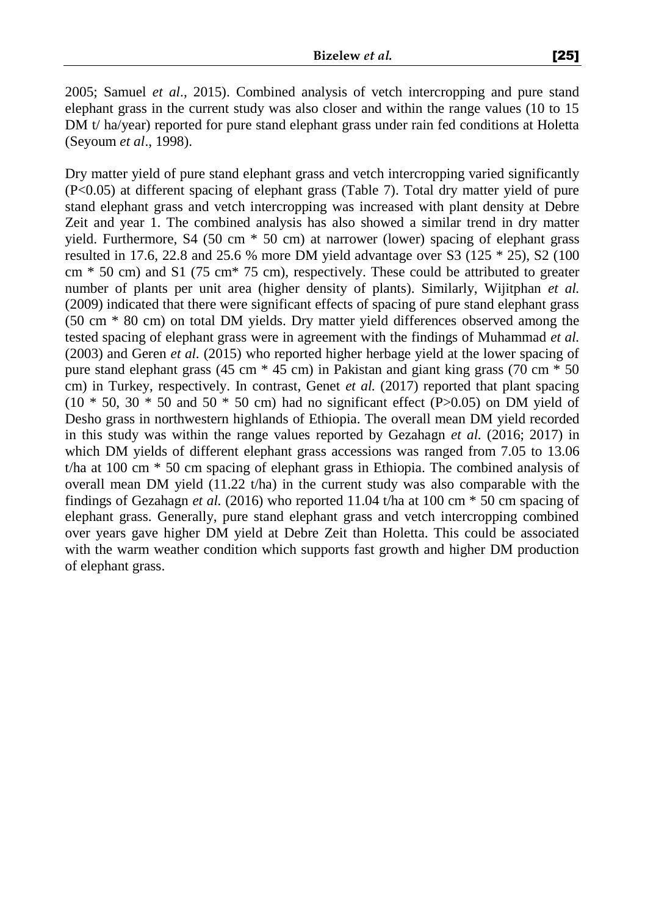2005; Samuel *et al*., 2015). Combined analysis of vetch intercropping and pure stand elephant grass in the current study was also closer and within the range values (10 to 15 DM t/ ha/year) reported for pure stand elephant grass under rain fed conditions at Holetta (Seyoum *et al*., 1998).

Dry matter yield of pure stand elephant grass and vetch intercropping varied significantly ($P<0.05$) at different spacing of elephant grass (Table 7). Total dry matter yield of pure stand elephant grass and vetch intercropping was increased with plant density at Debre Zeit and year 1. The combined analysis has also showed a similar trend in dry matter yield. Furthermore, S4 (50 cm * 50 cm) at narrower (lower) spacing of elephant grass resulted in 17.6, 22.8 and 25.6 % more DM yield advantage over S3 (125 * 25), S2 (100 cm * 50 cm) and S1 (75 cm* 75 cm), respectively. These could be attributed to greater number of plants per unit area (higher density of plants). Similarly, Wijitphan *et al.* (2009) indicated that there were significant effects of spacing of pure stand elephant grass (50 cm * 80 cm) on total DM yields. Dry matter yield differences observed among the tested spacing of elephant grass were in agreement with the findings of Muhammad *et al.* (2003) and Geren *et al.* (2015) who reported higher herbage yield at the lower spacing of pure stand elephant grass (45 cm * 45 cm) in Pakistan and giant king grass (70 cm * 50 cm) in Turkey, respectively. In contrast, Genet *et al.* (2017) reported that plant spacing (10 * 50, 30 * 50 and 50 * 50 cm) had no significant effect ($P>0.05$) on DM yield of Desho grass in northwestern highlands of Ethiopia. The overall mean DM yield recorded in this study was within the range values reported by Gezahagn *et al.* (2016; 2017) in which DM yields of different elephant grass accessions was ranged from 7.05 to 13.06 t/ha at 100 cm * 50 cm spacing of elephant grass in Ethiopia. The combined analysis of overall mean DM yield (11.22 t/ha) in the current study was also comparable with the findings of Gezahagn *et al.* (2016) who reported 11.04 t/ha at 100 cm * 50 cm spacing of elephant grass. Generally, pure stand elephant grass and vetch intercropping combined over years gave higher DM yield at Debre Zeit than Holetta. This could be associated with the warm weather condition which supports fast growth and higher DM production of elephant grass.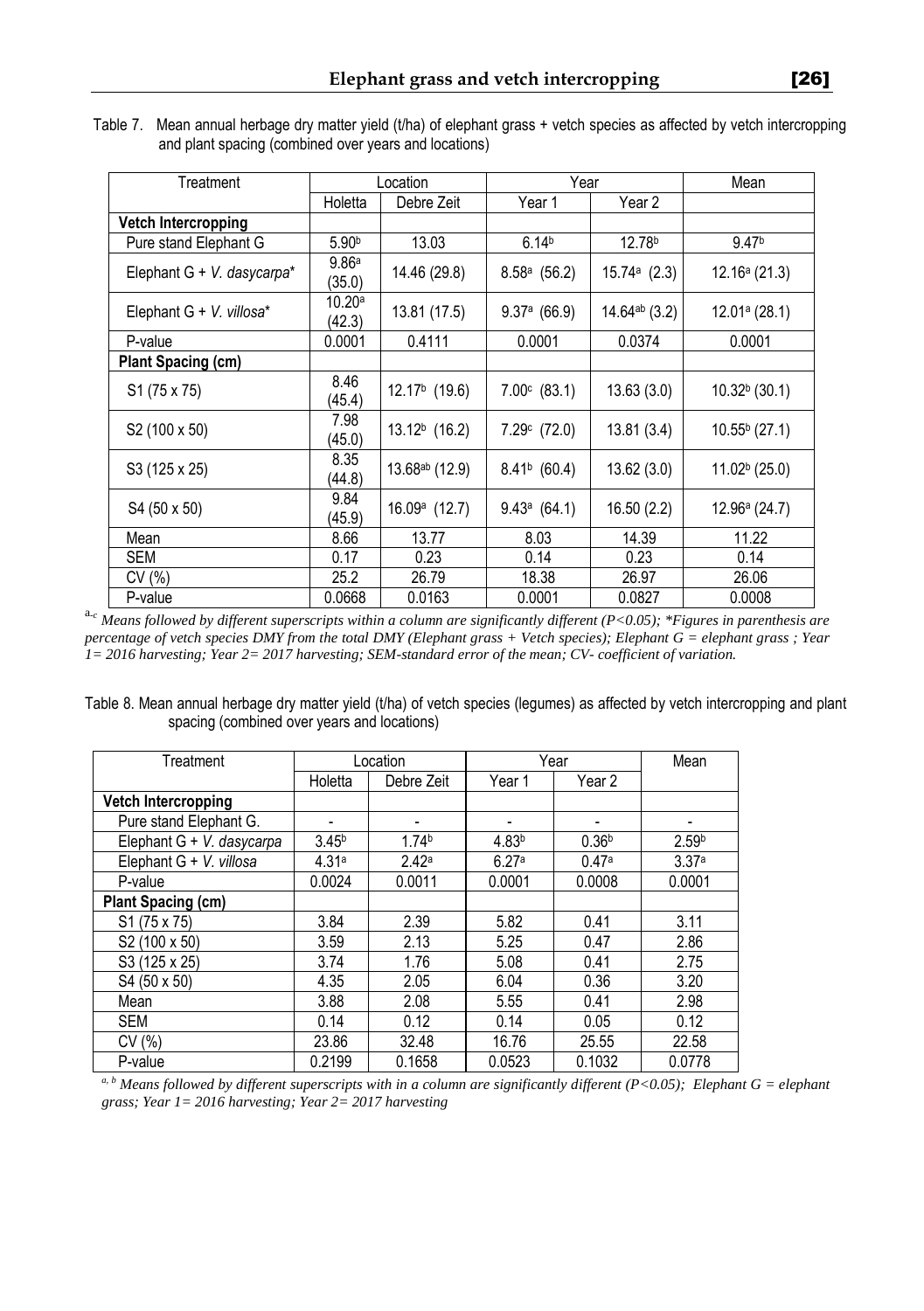Table 7. Mean annual herbage dry matter yield (t/ha) of elephant grass + vetch species as affected by vetch intercropping and plant spacing (combined over years and locations)

| Treatment | Location | | Year | | Mean |
|---|---|---|---|---|---|
| | Holetta | Debre Zeit | Year 1 | Year 2 | |
| **Vetch Intercropping** | | | | | |
| Pure stand Elephant G | 5.90[b] | 13.03 | 6.14[b] | 12.78[b] | 9.47[b] |
| Elephant G + *V. dasycarpa** | 9.86[a] (35.0) | 14.46 (29.8) | 8.58[a] (56.2) | 15.74[a] (2.3) | 12.16[a] (21.3) |
| Elephant G + *V. villosa** | 10.20[a] (42.3) | 13.81 (17.5) | 9.37[a] (66.9) | 14.64[ab] (3.2) | 12.01[a] (28.1) |
| P-value | 0.0001 | 0.4111 | 0.0001 | 0.0374 | 0.0001 |
| **Plant Spacing (cm)** | | | | | |
| S1 (75 x 75) | 8.46 (45.4) | 12.17[b] (19.6) | 7.00[c] (83.1) | 13.63 (3.0) | 10.32[b] (30.1) |
| S2 (100 x 50) | 7.98 (45.0) | 13.12[b] (16.2) | 7.29[c] (72.0) | 13.81 (3.4) | 10.55[b] (27.1) |
| S3 (125 x 25) | 8.35 (44.8) | 13.68[ab] (12.9) | 8.41[b] (60.4) | 13.62 (3.0) | 11.02[b] (25.0) |
| S4 (50 x 50) | 9.84 (45.9) | 16.09[a] (12.7) | 9.43[a] (64.1) | 16.50 (2.2) | 12.96[a] (24.7) |
| Mean | 8.66 | 13.77 | 8.03 | 14.39 | 11.22 |
| SEM | 0.17 | 0.23 | 0.14 | 0.23 | 0.14 |
| CV (%) | 25.2 | 26.79 | 18.38 | 26.97 | 26.06 |
| P-value | 0.0668 | 0.0163 | 0.0001 | 0.0827 | 0.0008 |

[a-c] *Means followed by different superscripts within a column are significantly different ($P<0.05$); *Figures in parenthesis are percentage of vetch species DMY from the total DMY (Elephant grass + Vetch species); Elephant G = elephant grass ; Year 1= 2016 harvesting; Year 2= 2017 harvesting; SEM-standard error of the mean; CV- coefficient of variation.*

Table 8. Mean annual herbage dry matter yield (t/ha) of vetch species (legumes) as affected by vetch intercropping and plant spacing (combined over years and locations)

| Treatment | Location | | Year | | Mean |
|---|---|---|---|---|---|
| | Holetta | Debre Zeit | Year 1 | Year 2 | |
| **Vetch Intercropping** | | | | | |
| Pure stand Elephant G. | - | - | - | - | - |
| Elephant G + *V. dasycarpa* | 3.45[b] | 1.74[b] | 4.83[b] | 0.36[b] | 2.59[b] |
| Elephant G + *V. villosa* | 4.31[a] | 2.42[a] | 6.27[a] | 0.47[a] | 3.37[a] |
| P-value | 0.0024 | 0.0011 | 0.0001 | 0.0008 | 0.0001 |
| **Plant Spacing (cm)** | | | | | |
| S1 (75 x 75) | 3.84 | 2.39 | 5.82 | 0.41 | 3.11 |
| S2 (100 x 50) | 3.59 | 2.13 | 5.25 | 0.47 | 2.86 |
| S3 (125 x 25) | 3.74 | 1.76 | 5.08 | 0.41 | 2.75 |
| S4 (50 x 50) | 4.35 | 2.05 | 6.04 | 0.36 | 3.20 |
| Mean | 3.88 | 2.08 | 5.55 | 0.41 | 2.98 |
| SEM | 0.14 | 0.12 | 0.14 | 0.05 | 0.12 |
| CV (%) | 23.86 | 32.48 | 16.76 | 25.55 | 22.58 |
| P-value | 0.2199 | 0.1658 | 0.0523 | 0.1032 | 0.0778 |

[a, b] *Means followed by different superscripts with in a column are significantly different ($P<0.05$); Elephant G = elephant grass; Year 1= 2016 harvesting; Year 2= 2017 harvesting*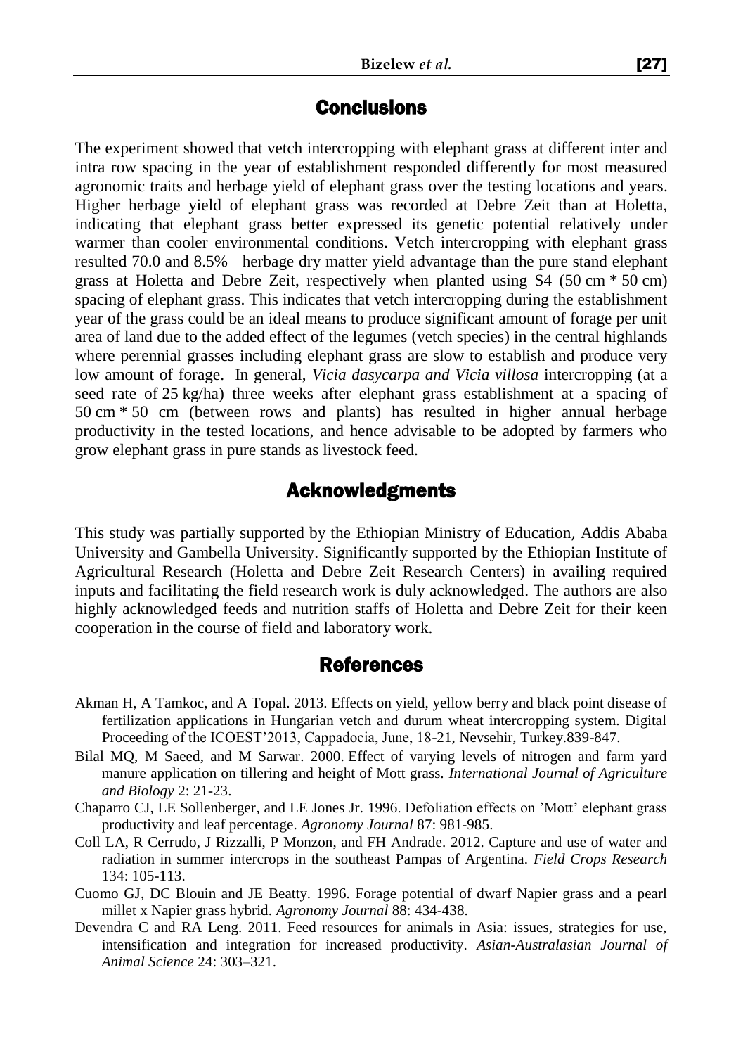## Conclusions

The experiment showed that vetch intercropping with elephant grass at different inter and intra row spacing in the year of establishment responded differently for most measured agronomic traits and herbage yield of elephant grass over the testing locations and years. Higher herbage yield of elephant grass was recorded at Debre Zeit than at Holetta, indicating that elephant grass better expressed its genetic potential relatively under warmer than cooler environmental conditions. Vetch intercropping with elephant grass resulted 70.0 and 8.5% herbage dry matter yield advantage than the pure stand elephant grass at Holetta and Debre Zeit, respectively when planted using S4 (50 cm * 50 cm) spacing of elephant grass. This indicates that vetch intercropping during the establishment year of the grass could be an ideal means to produce significant amount of forage per unit area of land due to the added effect of the legumes (vetch species) in the central highlands where perennial grasses including elephant grass are slow to establish and produce very low amount of forage. In general, *Vicia dasycarpa and Vicia villosa* intercropping (at a seed rate of 25 kg/ha) three weeks after elephant grass establishment at a spacing of 50 cm * 50 cm (between rows and plants) has resulted in higher annual herbage productivity in the tested locations, and hence advisable to be adopted by farmers who grow elephant grass in pure stands as livestock feed.

## Acknowledgments

This study was partially supported by the Ethiopian Ministry of Education, Addis Ababa University and Gambella University. Significantly supported by the Ethiopian Institute of Agricultural Research (Holetta and Debre Zeit Research Centers) in availing required inputs and facilitating the field research work is duly acknowledged. The authors are also highly acknowledged feeds and nutrition staffs of Holetta and Debre Zeit for their keen cooperation in the course of field and laboratory work.

## References

Akman H, A Tamkoc, and A Topal. 2013. Effects on yield, yellow berry and black point disease of fertilization applications in Hungarian vetch and durum wheat intercropping system. Digital Proceeding of the ICOEST'2013, Cappadocia, June, 18-21, Nevsehir, Turkey.839-847.

Bilal MQ, M Saeed, and M Sarwar. 2000. Effect of varying levels of nitrogen and farm yard manure application on tillering and height of Mott grass. *International Journal of Agriculture and Biology* 2: 21-23.

Chaparro CJ, LE Sollenberger, and LE Jones Jr. 1996. Defoliation effects on 'Mott' elephant grass productivity and leaf percentage. *Agronomy Journal* 87: 981-985.

Coll LA, R Cerrudo, J Rizzalli, P Monzon, and FH Andrade. 2012. Capture and use of water and radiation in summer intercrops in the southeast Pampas of Argentina. *Field Crops Research* 134: 105-113.

Cuomo GJ, DC Blouin and JE Beatty. 1996. Forage potential of dwarf Napier grass and a pearl millet x Napier grass hybrid. *Agronomy Journal* 88: 434-438.

Devendra C and RA Leng. 2011. Feed resources for animals in Asia: issues, strategies for use, intensification and integration for increased productivity. *Asian-Australasian Journal of Animal Science* 24: 303–321.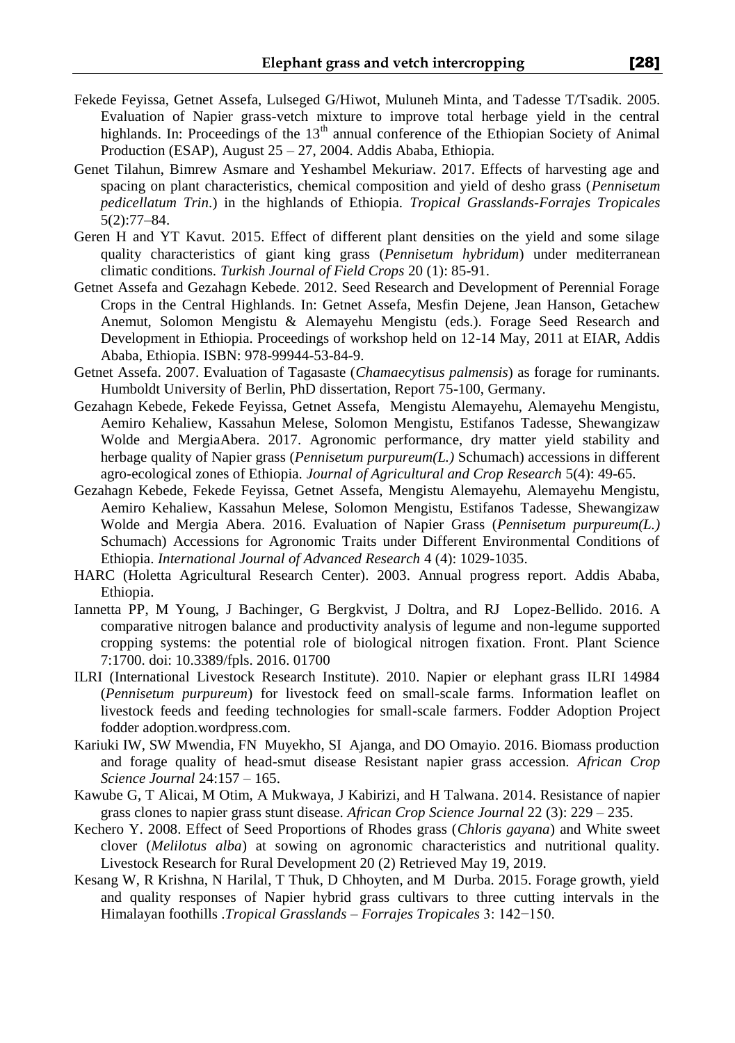Fekede Feyissa, Getnet Assefa, Lulseged G/Hiwot, Muluneh Minta, and Tadesse T/Tsadik. 2005. Evaluation of Napier grass-vetch mixture to improve total herbage yield in the central highlands. In: Proceedings of the 13th annual conference of the Ethiopian Society of Animal Production (ESAP), August 25 – 27, 2004. Addis Ababa, Ethiopia.

Genet Tilahun, Bimrew Asmare and Yeshambel Mekuriaw. 2017. Effects of harvesting age and spacing on plant characteristics, chemical composition and yield of desho grass (*Pennisetum pedicellatum Trin*.) in the highlands of Ethiopia. *Tropical Grasslands-Forrajes Tropicales* 5(2):77–84.

Geren H and YT Kavut. 2015. Effect of different plant densities on the yield and some silage quality characteristics of giant king grass (*Pennisetum hybridum*) under mediterranean climatic conditions. *Turkish Journal of Field Crops* 20 (1): 85-91.

Getnet Assefa and Gezahagn Kebede. 2012. Seed Research and Development of Perennial Forage Crops in the Central Highlands. In: Getnet Assefa, Mesfin Dejene, Jean Hanson, Getachew Anemut, Solomon Mengistu & Alemayehu Mengistu (eds.). Forage Seed Research and Development in Ethiopia. Proceedings of workshop held on 12-14 May, 2011 at EIAR, Addis Ababa, Ethiopia. ISBN: 978-99944-53-84-9.

Getnet Assefa. 2007. Evaluation of Tagasaste (*Chamaecytisus palmensis*) as forage for ruminants. Humboldt University of Berlin, PhD dissertation, Report 75-100, Germany.

Gezahagn Kebede, Fekede Feyissa, Getnet Assefa, Mengistu Alemayehu, Alemayehu Mengistu, Aemiro Kehaliew, Kassahun Melese, Solomon Mengistu, Estifanos Tadesse, Shewangizaw Wolde and MergiaAbera. 2017. Agronomic performance, dry matter yield stability and herbage quality of Napier grass (*Pennisetum purpureum(L.)* Schumach) accessions in different agro-ecological zones of Ethiopia. *Journal of Agricultural and Crop Research* 5(4): 49-65.

Gezahagn Kebede, Fekede Feyissa, Getnet Assefa, Mengistu Alemayehu, Alemayehu Mengistu, Aemiro Kehaliew, Kassahun Melese, Solomon Mengistu, Estifanos Tadesse, Shewangizaw Wolde and Mergia Abera. 2016. Evaluation of Napier Grass (*Pennisetum purpureum(L.)* Schumach) Accessions for Agronomic Traits under Different Environmental Conditions of Ethiopia. *International Journal of Advanced Research* 4 (4): 1029-1035.

HARC (Holetta Agricultural Research Center). 2003. Annual progress report. Addis Ababa, Ethiopia.

Iannetta PP, M Young, J Bachinger, G Bergkvist, J Doltra, and RJ Lopez-Bellido. 2016. A comparative nitrogen balance and productivity analysis of legume and non-legume supported cropping systems: the potential role of biological nitrogen fixation. Front. Plant Science 7:1700. doi: 10.3389/fpls. 2016. 01700

ILRI (International Livestock Research Institute). 2010. Napier or elephant grass ILRI 14984 (*Pennisetum purpureum*) for livestock feed on small-scale farms. Information leaflet on livestock feeds and feeding technologies for small-scale farmers. Fodder Adoption Project fodder adoption.wordpress.com.

Kariuki IW, SW Mwendia, FN Muyekho, SI Ajanga, and DO Omayio. 2016. Biomass production and forage quality of head-smut disease Resistant napier grass accession. *African Crop Science Journal* 24:157 – 165.

Kawube G, T Alicai, M Otim, A Mukwaya, J Kabirizi, and H Talwana. 2014. Resistance of napier grass clones to napier grass stunt disease. *African Crop Science Journal* 22 (3): 229 – 235.

Kechero Y. 2008. Effect of Seed Proportions of Rhodes grass (*Chloris gayana*) and White sweet clover (*Melilotus alba*) at sowing on agronomic characteristics and nutritional quality. Livestock Research for Rural Development 20 (2) Retrieved May 19, 2019.

Kesang W, R Krishna, N Harilal, T Thuk, D Chhoyten, and M Durba. 2015. Forage growth, yield and quality responses of Napier hybrid grass cultivars to three cutting intervals in the Himalayan foothills .*Tropical Grasslands – Forrajes Tropicales* 3: 142−150.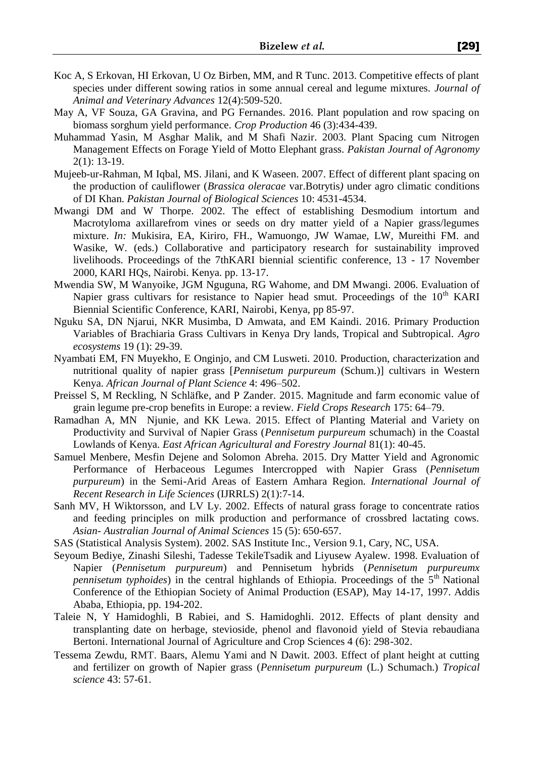Koc A, S Erkovan, HI Erkovan, U Oz Birben, MM, and R Tunc. 2013. Competitive effects of plant species under different sowing ratios in some annual cereal and legume mixtures. *Journal of Animal and Veterinary Advances* 12(4):509-520.

May A, VF Souza, GA Gravina, and PG Fernandes. 2016. Plant population and row spacing on biomass sorghum yield performance. *Crop Production* 46 (3):434-439.

Muhammad Yasin, M Asghar Malik, and M Shafi Nazir. 2003. Plant Spacing cum Nitrogen Management Effects on Forage Yield of Motto Elephant grass. *Pakistan Journal of Agronomy* 2(1): 13-19.

Mujeeb-ur-Rahman, M Iqbal, MS. Jilani, and K Waseen. 2007. Effect of different plant spacing on the production of cauliflower (*Brassica oleracae* var.Botrytis*)* under agro climatic conditions of DI Khan. *Pakistan Journal of Biological Sciences* 10: 4531-4534.

Mwangi DM and W Thorpe. 2002. The effect of establishing Desmodium intortum and Macrotyloma axillarefrom vines or seeds on dry matter yield of a Napier grass/legumes mixture. *In:* Mukisira, EA, Kiriro, FH., Wamuongo, JW Wamae, LW, Mureithi FM. and Wasike, W. (eds.) Collaborative and participatory research for sustainability improved livelihoods. Proceedings of the 7thKARI biennial scientific conference, 13 - 17 November 2000, KARI HQs, Nairobi. Kenya. pp. 13-17.

Mwendia SW, M Wanyoike, JGM Nguguna, RG Wahome, and DM Mwangi. 2006. Evaluation of Napier grass cultivars for resistance to Napier head smut. Proceedings of the 10th KARI Biennial Scientific Conference, KARI, Nairobi, Kenya, pp 85-97.

Nguku SA, DN Njarui, NKR Musimba, D Amwata, and EM Kaindi. 2016. Primary Production Variables of Brachiaria Grass Cultivars in Kenya Dry lands, Tropical and Subtropical. *Agro ecosystems* 19 (1): 29-39.

Nyambati EM, FN Muyekho, E Onginjo, and CM Lusweti. 2010. Production, characterization and nutritional quality of napier grass [*Pennisetum purpureum* (Schum.)] cultivars in Western Kenya. *African Journal of Plant Science* 4: 496–502.

Preissel S, M Reckling, N Schläfke, and P Zander. 2015. Magnitude and farm economic value of grain legume pre-crop benefits in Europe: a review. *Field Crops Research* 175: 64–79.

Ramadhan A, MN Njunie, and KK Lewa. 2015. Effect of Planting Material and Variety on Productivity and Survival of Napier Grass (*Pennisetum purpureum* schumach) in the Coastal Lowlands of Kenya. *East African Agricultural and Forestry Journal* 81(1): 40-45.

Samuel Menbere, Mesfin Dejene and Solomon Abreha. 2015. Dry Matter Yield and Agronomic Performance of Herbaceous Legumes Intercropped with Napier Grass (*Pennisetum purpureum*) in the Semi-Arid Areas of Eastern Amhara Region. *International Journal of Recent Research in Life Sciences* (IJRRLS) 2(1):7-14.

Sanh MV, H Wiktorsson, and LV Ly. 2002. Effects of natural grass forage to concentrate ratios and feeding principles on milk production and performance of crossbred lactating cows. *Asian- Australian Journal of Animal Sciences* 15 (5): 650-657.

SAS (Statistical Analysis System). 2002. SAS Institute Inc., Version 9.1, Cary, NC, USA.

Seyoum Bediye, Zinashi Sileshi, Tadesse TekileTsadik and Liyusew Ayalew. 1998. Evaluation of Napier (*Pennisetum purpureum*) and Pennisetum hybrids (*Pennisetum purpureumx pennisetum typhoides*) in the central highlands of Ethiopia. Proceedings of the 5th National Conference of the Ethiopian Society of Animal Production (ESAP), May 14-17, 1997. Addis Ababa, Ethiopia, pp. 194-202.

Taleie N, Y Hamidoghli, B Rabiei, and S. Hamidoghli. 2012. Effects of plant density and transplanting date on herbage, stevioside, phenol and flavonoid yield of Stevia rebaudiana Bertoni. International Journal of Agriculture and Crop Sciences 4 (6): 298-302.

Tessema Zewdu, RMT. Baars, Alemu Yami and N Dawit. 2003. Effect of plant height at cutting and fertilizer on growth of Napier grass (*Pennisetum purpureum* (L.) Schumach.) *Tropical science* 43: 57-61.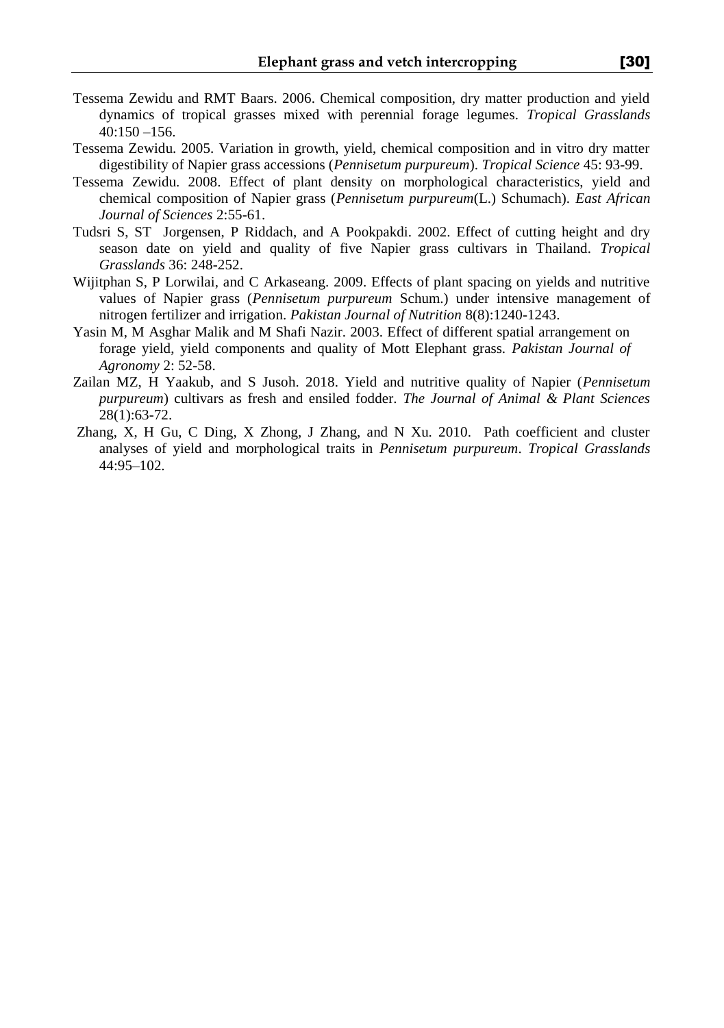Tessema Zewidu and RMT Baars. 2006. Chemical composition, dry matter production and yield dynamics of tropical grasses mixed with perennial forage legumes. *Tropical Grasslands* 40:150 –156.

Tessema Zewidu. 2005. Variation in growth, yield, chemical composition and in vitro dry matter digestibility of Napier grass accessions (*Pennisetum purpureum*). *Tropical Science* 45: 93-99.

Tessema Zewidu. 2008. Effect of plant density on morphological characteristics, yield and chemical composition of Napier grass (*Pennisetum purpureum*(L.) Schumach). *East African Journal of Sciences* 2:55-61.

Tudsri S, ST Jorgensen, P Riddach, and A Pookpakdi. 2002. Effect of cutting height and dry season date on yield and quality of five Napier grass cultivars in Thailand. *Tropical Grasslands* 36: 248-252.

Wijitphan S, P Lorwilai, and C Arkaseang. 2009. Effects of plant spacing on yields and nutritive values of Napier grass (*Pennisetum purpureum* Schum.) under intensive management of nitrogen fertilizer and irrigation. *Pakistan Journal of Nutrition* 8(8):1240-1243.

Yasin M, M Asghar Malik and M Shafi Nazir. 2003. Effect of different spatial arrangement on forage yield, yield components and quality of Mott Elephant grass. *Pakistan Journal of Agronomy* 2: 52-58.

Zailan MZ, H Yaakub, and S Jusoh. 2018. Yield and nutritive quality of Napier (*Pennisetum purpureum*) cultivars as fresh and ensiled fodder. *The Journal of Animal & Plant Sciences* 28(1):63-72.

Zhang, X, H Gu, C Ding, X Zhong, J Zhang, and N Xu. 2010. Path coefficient and cluster analyses of yield and morphological traits in *Pennisetum purpureum*. *Tropical Grasslands* 44:95–102.